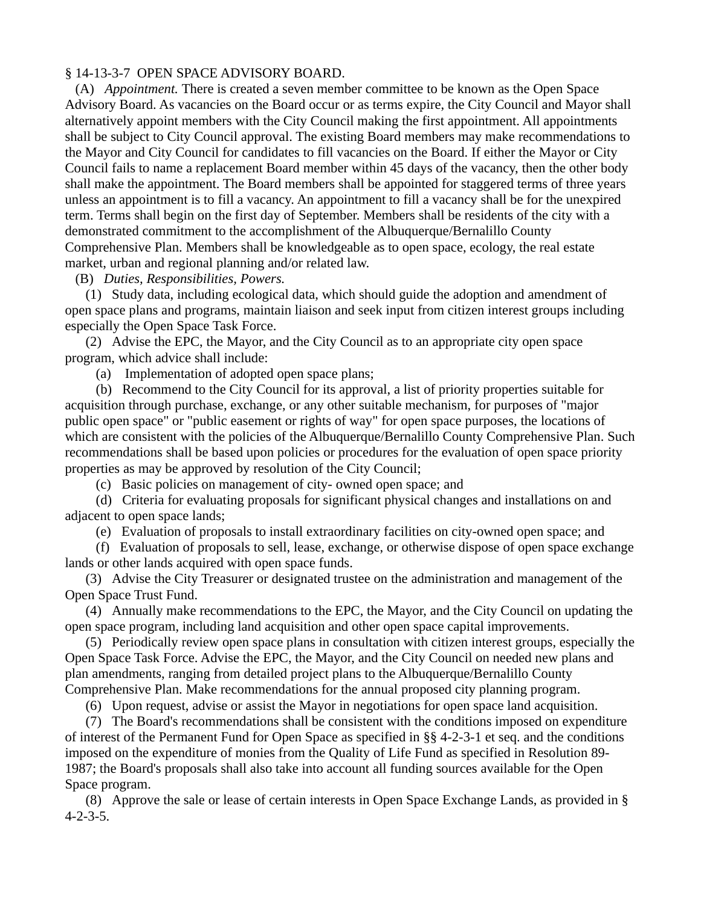§ 14-13-3-7 OPEN SPACE ADVISORY BOARD.

(A) *Appointment.* There is created a seven member committee to be known as the Open Space Advisory Board. As vacancies on the Board occur or as terms expire, the City Council and Mayor shall alternatively appoint members with the City Council making the first appointment. All appointments shall be subject to City Council approval. The existing Board members may make recommendations to the Mayor and City Council for candidates to fill vacancies on the Board. If either the Mayor or City Council fails to name a replacement Board member within 45 days of the vacancy, then the other body shall make the appointment. The Board members shall be appointed for staggered terms of three years unless an appointment is to fill a vacancy. An appointment to fill a vacancy shall be for the unexpired term. Terms shall begin on the first day of September. Members shall be residents of the city with a demonstrated commitment to the accomplishment of the Albuquerque/Bernalillo County Comprehensive Plan. Members shall be knowledgeable as to open space, ecology, the real estate market, urban and regional planning and/or related law.

(B) *Duties, Responsibilities, Powers.*

(1) Study data, including ecological data, which should guide the adoption and amendment of open space plans and programs, maintain liaison and seek input from citizen interest groups including especially the Open Space Task Force.

(2) Advise the EPC, the Mayor, and the City Council as to an appropriate city open space program, which advice shall include:

(a) Implementation of adopted open space plans;

(b) Recommend to the City Council for its approval, a list of priority properties suitable for acquisition through purchase, exchange, or any other suitable mechanism, for purposes of "major public open space" or "public easement or rights of way" for open space purposes, the locations of which are consistent with the policies of the Albuquerque/Bernalillo County Comprehensive Plan. Such recommendations shall be based upon policies or procedures for the evaluation of open space priority properties as may be approved by resolution of the City Council;

(c) Basic policies on management of city- owned open space; and

(d) Criteria for evaluating proposals for significant physical changes and installations on and adjacent to open space lands;

(e) Evaluation of proposals to install extraordinary facilities on city-owned open space; and

(f) Evaluation of proposals to sell, lease, exchange, or otherwise dispose of open space exchange lands or other lands acquired with open space funds.

(3) Advise the City Treasurer or designated trustee on the administration and management of the Open Space Trust Fund.

(4) Annually make recommendations to the EPC, the Mayor, and the City Council on updating the open space program, including land acquisition and other open space capital improvements.

(5) Periodically review open space plans in consultation with citizen interest groups, especially the Open Space Task Force. Advise the EPC, the Mayor, and the City Council on needed new plans and plan amendments, ranging from detailed project plans to the Albuquerque/Bernalillo County Comprehensive Plan. Make recommendations for the annual proposed city planning program.

(6) Upon request, advise or assist the Mayor in negotiations for open space land acquisition.

(7) The Board's recommendations shall be consistent with the conditions imposed on expenditure of interest of the Permanent Fund for Open Space as specified in §§ 4-2-3-1 et seq. and the conditions imposed on the expenditure of monies from the Quality of Life Fund as specified in Resolution 89-1987; the Board's proposals shall also take into account all funding sources available for the Open Space program.

(8) Approve the sale or lease of certain interests in Open Space Exchange Lands, as provided in § 4-2-3-5.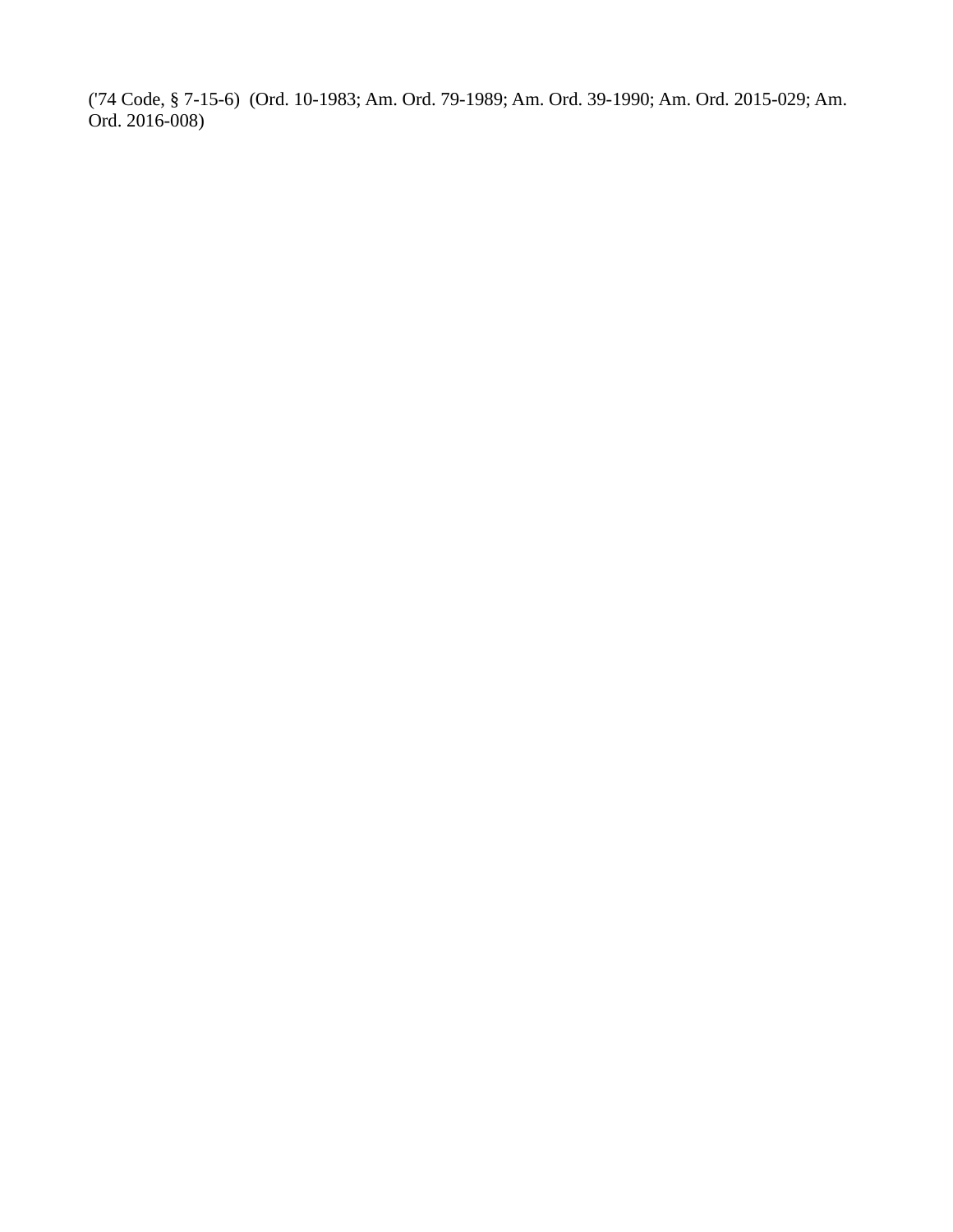('74 Code, § 7-15-6) (Ord. 10-1983; Am. Ord. 79-1989; Am. Ord. 39-1990; Am. Ord. 2015-029; Am. Ord. 2016-008)